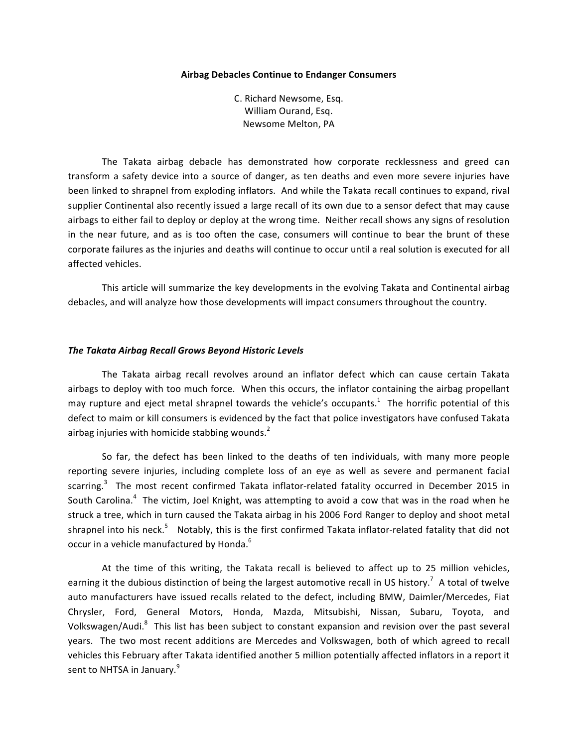# Airbag Debacles Continue to Endanger Consumers

C. Richard Newsome, Esq.
William Ourand, Esq.
Newsome Melton, PA

The Takata airbag debacle has demonstrated how corporate recklessness and greed can transform a safety device into a source of danger, as ten deaths and even more severe injuries have been linked to shrapnel from exploding inflators. And while the Takata recall continues to expand, rival supplier Continental also recently issued a large recall of its own due to a sensor defect that may cause airbags to either fail to deploy or deploy at the wrong time. Neither recall shows any signs of resolution in the near future, and as is too often the case, consumers will continue to bear the brunt of these corporate failures as the injuries and deaths will continue to occur until a real solution is executed for all affected vehicles.

This article will summarize the key developments in the evolving Takata and Continental airbag debacles, and will analyze how those developments will impact consumers throughout the country.

## *The Takata Airbag Recall Grows Beyond Historic Levels*

The Takata airbag recall revolves around an inflator defect which can cause certain Takata airbags to deploy with too much force. When this occurs, the inflator containing the airbag propellant may rupture and eject metal shrapnel towards the vehicle's occupants.[1] The horrific potential of this defect to maim or kill consumers is evidenced by the fact that police investigators have confused Takata airbag injuries with homicide stabbing wounds.[2]

So far, the defect has been linked to the deaths of ten individuals, with many more people reporting severe injuries, including complete loss of an eye as well as severe and permanent facial scarring.[3] The most recent confirmed Takata inflator-related fatality occurred in December 2015 in South Carolina.[4] The victim, Joel Knight, was attempting to avoid a cow that was in the road when he struck a tree, which in turn caused the Takata airbag in his 2006 Ford Ranger to deploy and shoot metal shrapnel into his neck.[5] Notably, this is the first confirmed Takata inflator-related fatality that did not occur in a vehicle manufactured by Honda.[6]

At the time of this writing, the Takata recall is believed to affect up to 25 million vehicles, earning it the dubious distinction of being the largest automotive recall in US history.[7] A total of twelve auto manufacturers have issued recalls related to the defect, including BMW, Daimler/Mercedes, Fiat Chrysler, Ford, General Motors, Honda, Mazda, Mitsubishi, Nissan, Subaru, Toyota, and Volkswagen/Audi.[8] This list has been subject to constant expansion and revision over the past several years. The two most recent additions are Mercedes and Volkswagen, both of which agreed to recall vehicles this February after Takata identified another 5 million potentially affected inflators in a report it sent to NHTSA in January.[9]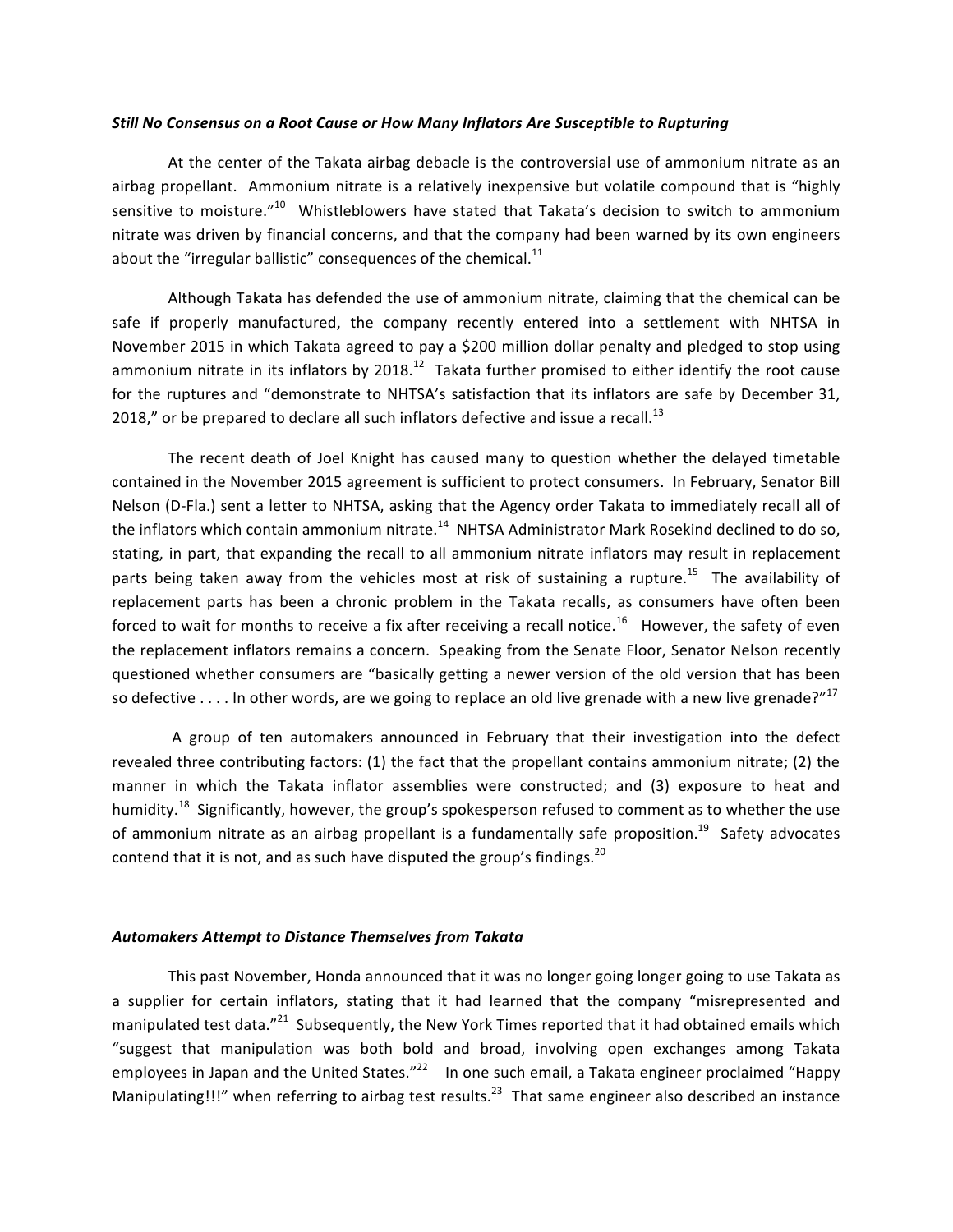### *Still No Consensus on a Root Cause or How Many Inflators Are Susceptible to Rupturing*

At the center of the Takata airbag debacle is the controversial use of ammonium nitrate as an airbag propellant. Ammonium nitrate is a relatively inexpensive but volatile compound that is "highly sensitive to moisture."[10] Whistleblowers have stated that Takata's decision to switch to ammonium nitrate was driven by financial concerns, and that the company had been warned by its own engineers about the "irregular ballistic" consequences of the chemical.[11]

Although Takata has defended the use of ammonium nitrate, claiming that the chemical can be safe if properly manufactured, the company recently entered into a settlement with NHTSA in November 2015 in which Takata agreed to pay a $200 million dollar penalty and pledged to stop using ammonium nitrate in its inflators by 2018.[12] Takata further promised to either identify the root cause for the ruptures and "demonstrate to NHTSA's satisfaction that its inflators are safe by December 31, 2018," or be prepared to declare all such inflators defective and issue a recall.[13]

The recent death of Joel Knight has caused many to question whether the delayed timetable contained in the November 2015 agreement is sufficient to protect consumers. In February, Senator Bill Nelson (D-Fla.) sent a letter to NHTSA, asking that the Agency order Takata to immediately recall all of the inflators which contain ammonium nitrate.[14] NHTSA Administrator Mark Rosekind declined to do so, stating, in part, that expanding the recall to all ammonium nitrate inflators may result in replacement parts being taken away from the vehicles most at risk of sustaining a rupture.[15] The availability of replacement parts has been a chronic problem in the Takata recalls, as consumers have often been forced to wait for months to receive a fix after receiving a recall notice.[16] However, the safety of even the replacement inflators remains a concern. Speaking from the Senate Floor, Senator Nelson recently questioned whether consumers are "basically getting a newer version of the old version that has been so defective . . . . In other words, are we going to replace an old live grenade with a new live grenade?"[17]

A group of ten automakers announced in February that their investigation into the defect revealed three contributing factors: (1) the fact that the propellant contains ammonium nitrate; (2) the manner in which the Takata inflator assemblies were constructed; and (3) exposure to heat and humidity.[18] Significantly, however, the group's spokesperson refused to comment as to whether the use of ammonium nitrate as an airbag propellant is a fundamentally safe proposition.[19] Safety advocates contend that it is not, and as such have disputed the group's findings.[20]

### *Automakers Attempt to Distance Themselves from Takata*

This past November, Honda announced that it was no longer going longer going to use Takata as a supplier for certain inflators, stating that it had learned that the company "misrepresented and manipulated test data."[21] Subsequently, the New York Times reported that it had obtained emails which "suggest that manipulation was both bold and broad, involving open exchanges among Takata employees in Japan and the United States."[22] In one such email, a Takata engineer proclaimed "Happy Manipulating!!!" when referring to airbag test results.[23] That same engineer also described an instance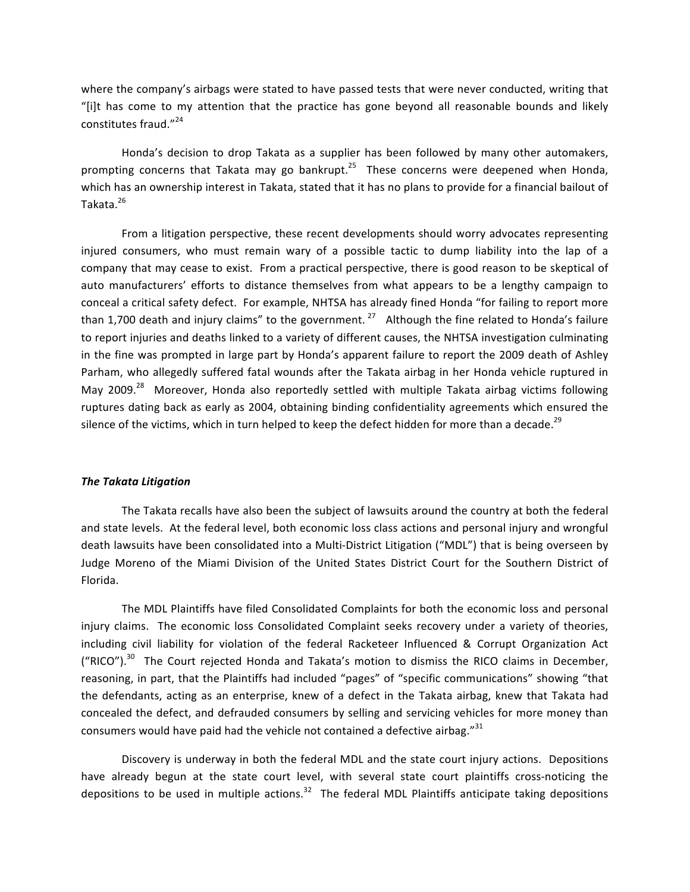where the company's airbags were stated to have passed tests that were never conducted, writing that "[i]t has come to my attention that the practice has gone beyond all reasonable bounds and likely constitutes fraud."[24]

Honda's decision to drop Takata as a supplier has been followed by many other automakers, prompting concerns that Takata may go bankrupt.[25] These concerns were deepened when Honda, which has an ownership interest in Takata, stated that it has no plans to provide for a financial bailout of Takata.[26]

From a litigation perspective, these recent developments should worry advocates representing injured consumers, who must remain wary of a possible tactic to dump liability into the lap of a company that may cease to exist. From a practical perspective, there is good reason to be skeptical of auto manufacturers' efforts to distance themselves from what appears to be a lengthy campaign to conceal a critical safety defect. For example, NHTSA has already fined Honda "for failing to report more than 1,700 death and injury claims" to the government.[27] Although the fine related to Honda's failure to report injuries and deaths linked to a variety of different causes, the NHTSA investigation culminating in the fine was prompted in large part by Honda's apparent failure to report the 2009 death of Ashley Parham, who allegedly suffered fatal wounds after the Takata airbag in her Honda vehicle ruptured in May 2009.[28] Moreover, Honda also reportedly settled with multiple Takata airbag victims following ruptures dating back as early as 2004, obtaining binding confidentiality agreements which ensured the silence of the victims, which in turn helped to keep the defect hidden for more than a decade.[29]

### *The Takata Litigation*

The Takata recalls have also been the subject of lawsuits around the country at both the federal and state levels. At the federal level, both economic loss class actions and personal injury and wrongful death lawsuits have been consolidated into a Multi-District Litigation ("MDL") that is being overseen by Judge Moreno of the Miami Division of the United States District Court for the Southern District of Florida.

The MDL Plaintiffs have filed Consolidated Complaints for both the economic loss and personal injury claims. The economic loss Consolidated Complaint seeks recovery under a variety of theories, including civil liability for violation of the federal Racketeer Influenced & Corrupt Organization Act ("RICO").[30] The Court rejected Honda and Takata's motion to dismiss the RICO claims in December, reasoning, in part, that the Plaintiffs had included "pages" of "specific communications" showing "that the defendants, acting as an enterprise, knew of a defect in the Takata airbag, knew that Takata had concealed the defect, and defrauded consumers by selling and servicing vehicles for more money than consumers would have paid had the vehicle not contained a defective airbag."[31]

Discovery is underway in both the federal MDL and the state court injury actions. Depositions have already begun at the state court level, with several state court plaintiffs cross-noticing the depositions to be used in multiple actions.[32] The federal MDL Plaintiffs anticipate taking depositions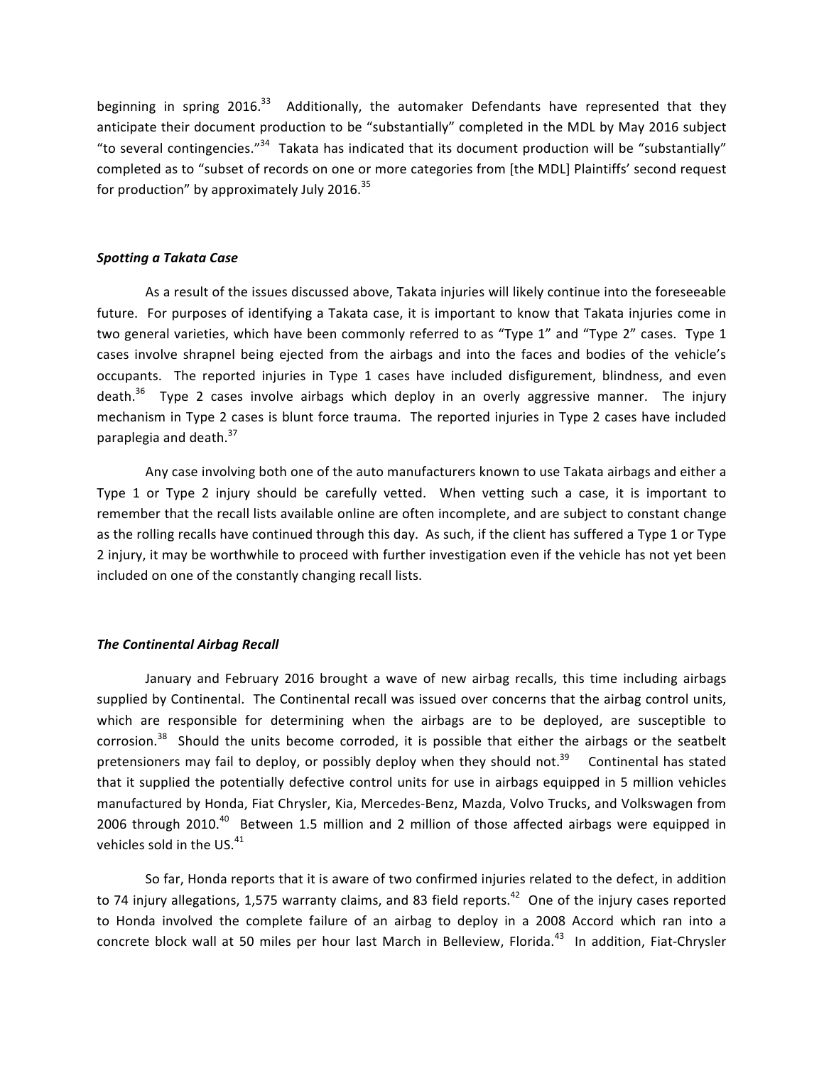beginning in spring 2016.[33] Additionally, the automaker Defendants have represented that they anticipate their document production to be "substantially" completed in the MDL by May 2016 subject "to several contingencies."[34] Takata has indicated that its document production will be "substantially" completed as to "subset of records on one or more categories from [the MDL] Plaintiffs' second request for production" by approximately July 2016.[35]

***Spotting a Takata Case***

As a result of the issues discussed above, Takata injuries will likely continue into the foreseeable future. For purposes of identifying a Takata case, it is important to know that Takata injuries come in two general varieties, which have been commonly referred to as "Type 1" and "Type 2" cases. Type 1 cases involve shrapnel being ejected from the airbags and into the faces and bodies of the vehicle's occupants. The reported injuries in Type 1 cases have included disfigurement, blindness, and even death.[36] Type 2 cases involve airbags which deploy in an overly aggressive manner. The injury mechanism in Type 2 cases is blunt force trauma. The reported injuries in Type 2 cases have included paraplegia and death.[37]

Any case involving both one of the auto manufacturers known to use Takata airbags and either a Type 1 or Type 2 injury should be carefully vetted. When vetting such a case, it is important to remember that the recall lists available online are often incomplete, and are subject to constant change as the rolling recalls have continued through this day. As such, if the client has suffered a Type 1 or Type 2 injury, it may be worthwhile to proceed with further investigation even if the vehicle has not yet been included on one of the constantly changing recall lists.

***The Continental Airbag Recall***

January and February 2016 brought a wave of new airbag recalls, this time including airbags supplied by Continental. The Continental recall was issued over concerns that the airbag control units, which are responsible for determining when the airbags are to be deployed, are susceptible to corrosion.[38] Should the units become corroded, it is possible that either the airbags or the seatbelt pretensioners may fail to deploy, or possibly deploy when they should not.[39] Continental has stated that it supplied the potentially defective control units for use in airbags equipped in 5 million vehicles manufactured by Honda, Fiat Chrysler, Kia, Mercedes-Benz, Mazda, Volvo Trucks, and Volkswagen from 2006 through 2010.[40] Between 1.5 million and 2 million of those affected airbags were equipped in vehicles sold in the US.[41]

So far, Honda reports that it is aware of two confirmed injuries related to the defect, in addition to 74 injury allegations, 1,575 warranty claims, and 83 field reports.[42] One of the injury cases reported to Honda involved the complete failure of an airbag to deploy in a 2008 Accord which ran into a concrete block wall at 50 miles per hour last March in Belleview, Florida.[43] In addition, Fiat-Chrysler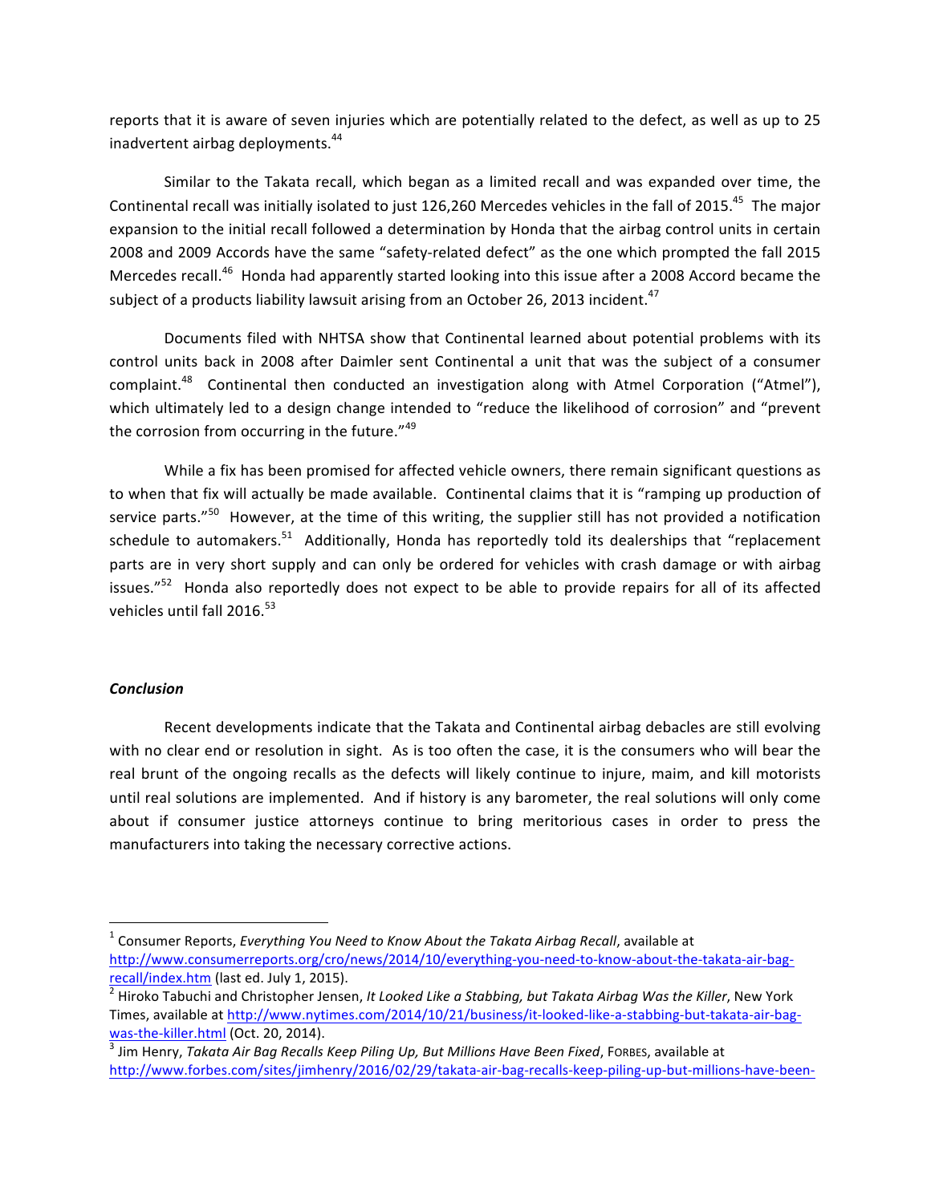reports that it is aware of seven injuries which are potentially related to the defect, as well as up to 25 inadvertent airbag deployments.[44]

Similar to the Takata recall, which began as a limited recall and was expanded over time, the Continental recall was initially isolated to just 126,260 Mercedes vehicles in the fall of 2015.[45] The major expansion to the initial recall followed a determination by Honda that the airbag control units in certain 2008 and 2009 Accords have the same "safety-related defect" as the one which prompted the fall 2015 Mercedes recall.[46] Honda had apparently started looking into this issue after a 2008 Accord became the subject of a products liability lawsuit arising from an October 26, 2013 incident.[47]

Documents filed with NHTSA show that Continental learned about potential problems with its control units back in 2008 after Daimler sent Continental a unit that was the subject of a consumer complaint.[48] Continental then conducted an investigation along with Atmel Corporation ("Atmel"), which ultimately led to a design change intended to "reduce the likelihood of corrosion" and "prevent the corrosion from occurring in the future."[49]

While a fix has been promised for affected vehicle owners, there remain significant questions as to when that fix will actually be made available. Continental claims that it is "ramping up production of service parts."[50] However, at the time of this writing, the supplier still has not provided a notification schedule to automakers.[51] Additionally, Honda has reportedly told its dealerships that "replacement parts are in very short supply and can only be ordered for vehicles with crash damage or with airbag issues."[52] Honda also reportedly does not expect to be able to provide repairs for all of its affected vehicles until fall 2016.[53]

***Conclusion***

Recent developments indicate that the Takata and Continental airbag debacles are still evolving with no clear end or resolution in sight. As is too often the case, it is the consumers who will bear the real brunt of the ongoing recalls as the defects will likely continue to injure, maim, and kill motorists until real solutions are implemented. And if history is any barometer, the real solutions will only come about if consumer justice attorneys continue to bring meritorious cases in order to press the manufacturers into taking the necessary corrective actions.

---

[1] Consumer Reports, *Everything You Need to Know About the Takata Airbag Recall*, available at http://www.consumerreports.org/cro/news/2014/10/everything-you-need-to-know-about-the-takata-air-bag-recall/index.htm (last ed. July 1, 2015).

[2] Hiroko Tabuchi and Christopher Jensen, *It Looked Like a Stabbing, but Takata Airbag Was the Killer*, New York Times, available at http://www.nytimes.com/2014/10/21/business/it-looked-like-a-stabbing-but-takata-air-bag-was-the-killer.html (Oct. 20, 2014).

[3] Jim Henry, *Takata Air Bag Recalls Keep Piling Up, But Millions Have Been Fixed*, FORBES, available at http://www.forbes.com/sites/jimhenry/2016/02/29/takata-air-bag-recalls-keep-piling-up-but-millions-have-been-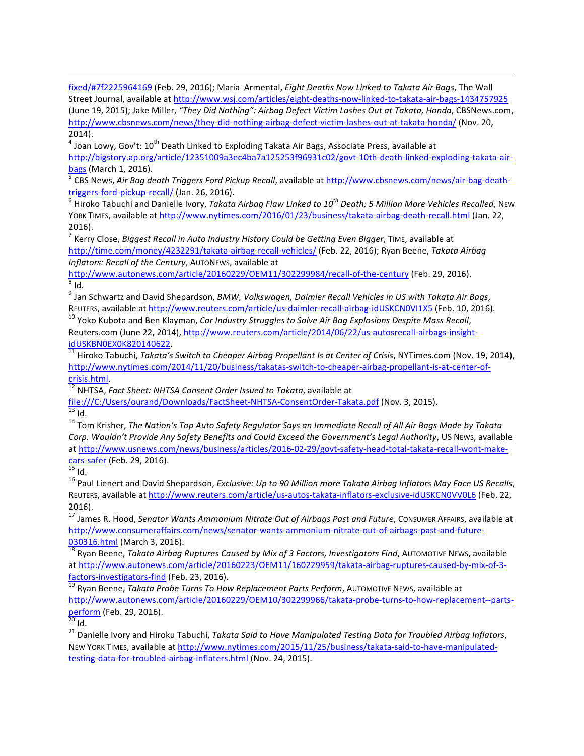fixed/#7f2225964169 (Feb. 29, 2016); Maria Armental, *Eight Deaths Now Linked to Takata Air Bags*, The Wall Street Journal, available at http://www.wsj.com/articles/eight-deaths-now-linked-to-takata-air-bags-1434757925 (June 19, 2015); Jake Miller, *"They Did Nothing": Airbag Defect Victim Lashes Out at Takata, Honda*, CBSNews.com, http://www.cbsnews.com/news/they-did-nothing-airbag-defect-victim-lashes-out-at-takata-honda/ (Nov. 20, 2014).

[4] Joan Lowy, Gov't: 10th Death Linked to Exploding Takata Air Bags, Associate Press, available at http://bigstory.ap.org/article/12351009a3ec4ba7a125253f96931c02/govt-10th-death-linked-exploding-takata-air-bags (March 1, 2016).

[5] CBS News, *Air Bag death Triggers Ford Pickup Recall*, available at http://www.cbsnews.com/news/air-bag-death-triggers-ford-pickup-recall/ (Jan. 26, 2016).

[6] Hiroko Tabuchi and Danielle Ivory, *Takata Airbag Flaw Linked to 10th Death; 5 Million More Vehicles Recalled*, NEW YORK TIMES, available at http://www.nytimes.com/2016/01/23/business/takata-airbag-death-recall.html (Jan. 22, 2016).

[7] Kerry Close, *Biggest Recall in Auto Industry History Could be Getting Even Bigger*, TIME, available at http://time.com/money/4232291/takata-airbag-recall-vehicles/ (Feb. 22, 2016); Ryan Beene, *Takata Airbag Inflators: Recall of the Century*, AUTONEWS, available at http://www.autonews.com/article/20160229/OEM11/302299984/recall-of-the-century (Feb. 29, 2016).

[8] Id.

[9] Jan Schwartz and David Shepardson, *BMW, Volkswagen, Daimler Recall Vehicles in US with Takata Air Bags*, REUTERS, available at http://www.reuters.com/article/us-daimler-recall-airbag-idUSKCN0VI1X5 (Feb. 10, 2016).

[10] Yoko Kubota and Ben Klayman, *Car Industry Struggles to Solve Air Bag Explosions Despite Mass Recall*, Reuters.com (June 22, 2014), http://www.reuters.com/article/2014/06/22/us-autosrecall-airbags-insight-idUSKBN0EX0K820140622.

[11] Hiroko Tabuchi, *Takata's Switch to Cheaper Airbag Propellant Is at Center of Crisis*, NYTimes.com (Nov. 19, 2014), http://www.nytimes.com/2014/11/20/business/takatas-switch-to-cheaper-airbag-propellant-is-at-center-of-crisis.html.

[12] NHTSA, *Fact Sheet: NHTSA Consent Order Issued to Takata*, available at file:///C:/Users/ourand/Downloads/FactSheet-NHTSA-ConsentOrder-Takata.pdf (Nov. 3, 2015).

[13] Id.

[14] Tom Krisher, *The Nation's Top Auto Safety Regulator Says an Immediate Recall of All Air Bags Made by Takata Corp. Wouldn't Provide Any Safety Benefits and Could Exceed the Government's Legal Authority*, US NEWS, available at http://www.usnews.com/news/business/articles/2016-02-29/govt-safety-head-total-takata-recall-wont-make-cars-safer (Feb. 29, 2016).

[15] Id.

[16] Paul Lienert and David Shepardson, *Exclusive: Up to 90 Million more Takata Airbag Inflators May Face US Recalls*, REUTERS, available at http://www.reuters.com/article/us-autos-takata-inflators-exclusive-idUSKCN0VV0L6 (Feb. 22, 2016).

[17] James R. Hood, *Senator Wants Ammonium Nitrate Out of Airbags Past and Future*, CONSUMER AFFAIRS, available at http://www.consumeraffairs.com/news/senator-wants-ammonium-nitrate-out-of-airbags-past-and-future-030316.html (March 3, 2016).

[18] Ryan Beene, *Takata Airbag Ruptures Caused by Mix of 3 Factors, Investigators Find*, AUTOMOTIVE NEWS, available at http://www.autonews.com/article/20160223/OEM11/160229959/takata-airbag-ruptures-caused-by-mix-of-3-factors-investigators-find (Feb. 23, 2016).

[19] Ryan Beene, *Takata Probe Turns To How Replacement Parts Perform*, AUTOMOTIVE NEWS, available at http://www.autonews.com/article/20160229/OEM10/302299966/takata-probe-turns-to-how-replacement--parts-perform (Feb. 29, 2016).

[20] Id.

[21] Danielle Ivory and Hiroku Tabuchi, *Takata Said to Have Manipulated Testing Data for Troubled Airbag Inflators*, NEW YORK TIMES, available at http://www.nytimes.com/2015/11/25/business/takata-said-to-have-manipulated-testing-data-for-troubled-airbag-inflaters.html (Nov. 24, 2015).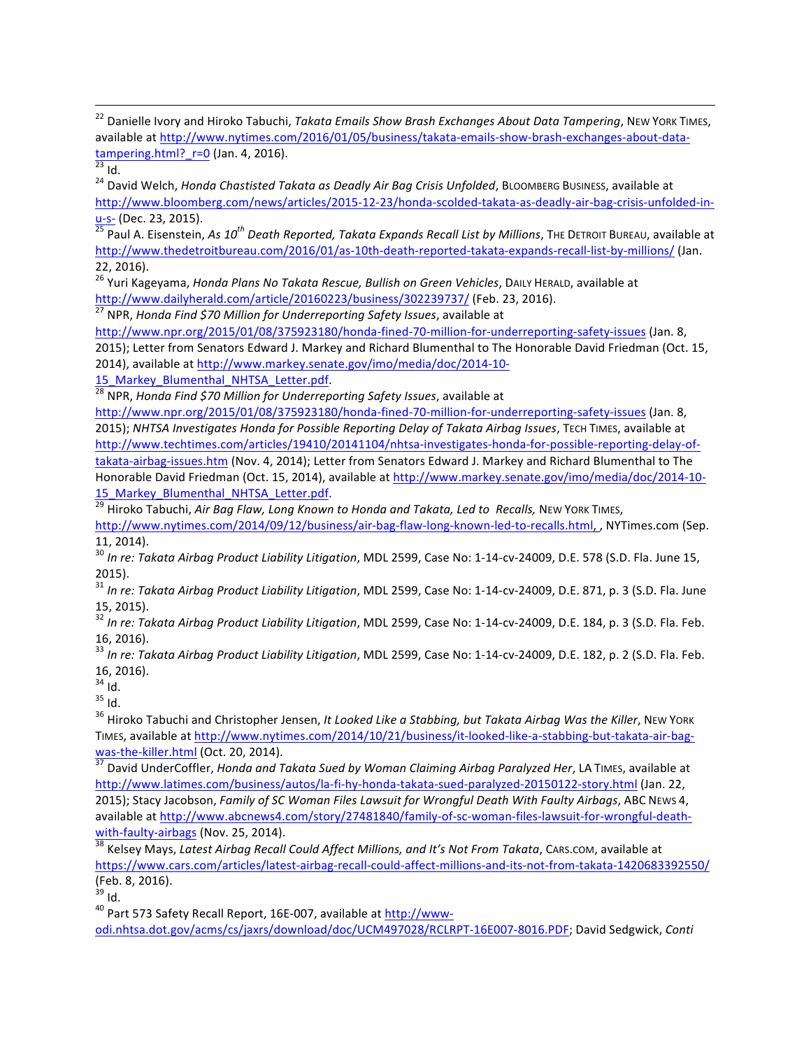[22] Danielle Ivory and Hiroko Tabuchi, *Takata Emails Show Brash Exchanges About Data Tampering*, NEW YORK TIMES, available at http://www.nytimes.com/2016/01/05/business/takata-emails-show-brash-exchanges-about-data-tampering.html?_r=0 (Jan. 4, 2016).

[23] Id.

[24] David Welch, *Honda Chastisted Takata as Deadly Air Bag Crisis Unfolded*, BLOOMBERG BUSINESS, available at http://www.bloomberg.com/news/articles/2015-12-23/honda-scolded-takata-as-deadly-air-bag-crisis-unfolded-in-u-s- (Dec. 23, 2015).

[25] Paul A. Eisenstein, *As 10th Death Reported, Takata Expands Recall List by Millions*, THE DETROIT BUREAU, available at http://www.thedetroitbureau.com/2016/01/as-10th-death-reported-takata-expands-recall-list-by-millions/ (Jan. 22, 2016).

[26] Yuri Kageyama, *Honda Plans No Takata Rescue, Bullish on Green Vehicles*, DAILY HERALD, available at http://www.dailyherald.com/article/20160223/business/302239737/ (Feb. 23, 2016).

[27] NPR, *Honda Find $70 Million for Underreporting Safety Issues*, available at http://www.npr.org/2015/01/08/375923180/honda-fined-70-million-for-underreporting-safety-issues (Jan. 8, 2015); Letter from Senators Edward J. Markey and Richard Blumenthal to The Honorable David Friedman (Oct. 15, 2014), available at http://www.markey.senate.gov/imo/media/doc/2014-10-15_Markey_Blumenthal_NHTSA_Letter.pdf.

[28] NPR, *Honda Find $70 Million for Underreporting Safety Issues*, available at http://www.npr.org/2015/01/08/375923180/honda-fined-70-million-for-underreporting-safety-issues (Jan. 8, 2015); *NHTSA Investigates Honda for Possible Reporting Delay of Takata Airbag Issues*, TECH TIMES, available at http://www.techtimes.com/articles/19410/20141104/nhtsa-investigates-honda-for-possible-reporting-delay-of-takata-airbag-issues.htm (Nov. 4, 2014); Letter from Senators Edward J. Markey and Richard Blumenthal to The Honorable David Friedman (Oct. 15, 2014), available at http://www.markey.senate.gov/imo/media/doc/2014-10-15_Markey_Blumenthal_NHTSA_Letter.pdf.

[29] Hiroko Tabuchi, *Air Bag Flaw, Long Known to Honda and Takata, Led to Recalls,* NEW YORK TIMES, http://www.nytimes.com/2014/09/12/business/air-bag-flaw-long-known-led-to-recalls.html, , NYTimes.com (Sep. 11, 2014).

[30] *In re: Takata Airbag Product Liability Litigation*, MDL 2599, Case No: 1-14-cv-24009, D.E. 578 (S.D. Fla. June 15, 2015).

[31] *In re: Takata Airbag Product Liability Litigation*, MDL 2599, Case No: 1-14-cv-24009, D.E. 871, p. 3 (S.D. Fla. June 15, 2015).

[32] *In re: Takata Airbag Product Liability Litigation*, MDL 2599, Case No: 1-14-cv-24009, D.E. 184, p. 3 (S.D. Fla. Feb. 16, 2016).

[33] *In re: Takata Airbag Product Liability Litigation*, MDL 2599, Case No: 1-14-cv-24009, D.E. 182, p. 2 (S.D. Fla. Feb. 16, 2016).

[34] Id.

[35] Id.

[36] Hiroko Tabuchi and Christopher Jensen, *It Looked Like a Stabbing, but Takata Airbag Was the Killer*, NEW YORK TIMES, available at http://www.nytimes.com/2014/10/21/business/it-looked-like-a-stabbing-but-takata-air-bag-was-the-killer.html (Oct. 20, 2014).

[37] David UnderCoffler, *Honda and Takata Sued by Woman Claiming Airbag Paralyzed Her*, LA TIMES, available at http://www.latimes.com/business/autos/la-fi-hy-honda-takata-sued-paralyzed-20150122-story.html (Jan. 22, 2015); Stacy Jacobson, *Family of SC Woman Files Lawsuit for Wrongful Death With Faulty Airbags*, ABC NEWS 4, available at http://www.abcnews4.com/story/27481840/family-of-sc-woman-files-lawsuit-for-wrongful-death-with-faulty-airbags (Nov. 25, 2014).

[38] Kelsey Mays, *Latest Airbag Recall Could Affect Millions, and It's Not From Takata*, CARS.COM, available at https://www.cars.com/articles/latest-airbag-recall-could-affect-millions-and-its-not-from-takata-1420683392550/ (Feb. 8, 2016).

[39] Id.

[40] Part 573 Safety Recall Report, 16E-007, available at http://www-odi.nhtsa.dot.gov/acms/cs/jaxrs/download/doc/UCM497028/RCLRPT-16E007-8016.PDF; David Sedgwick, *Conti*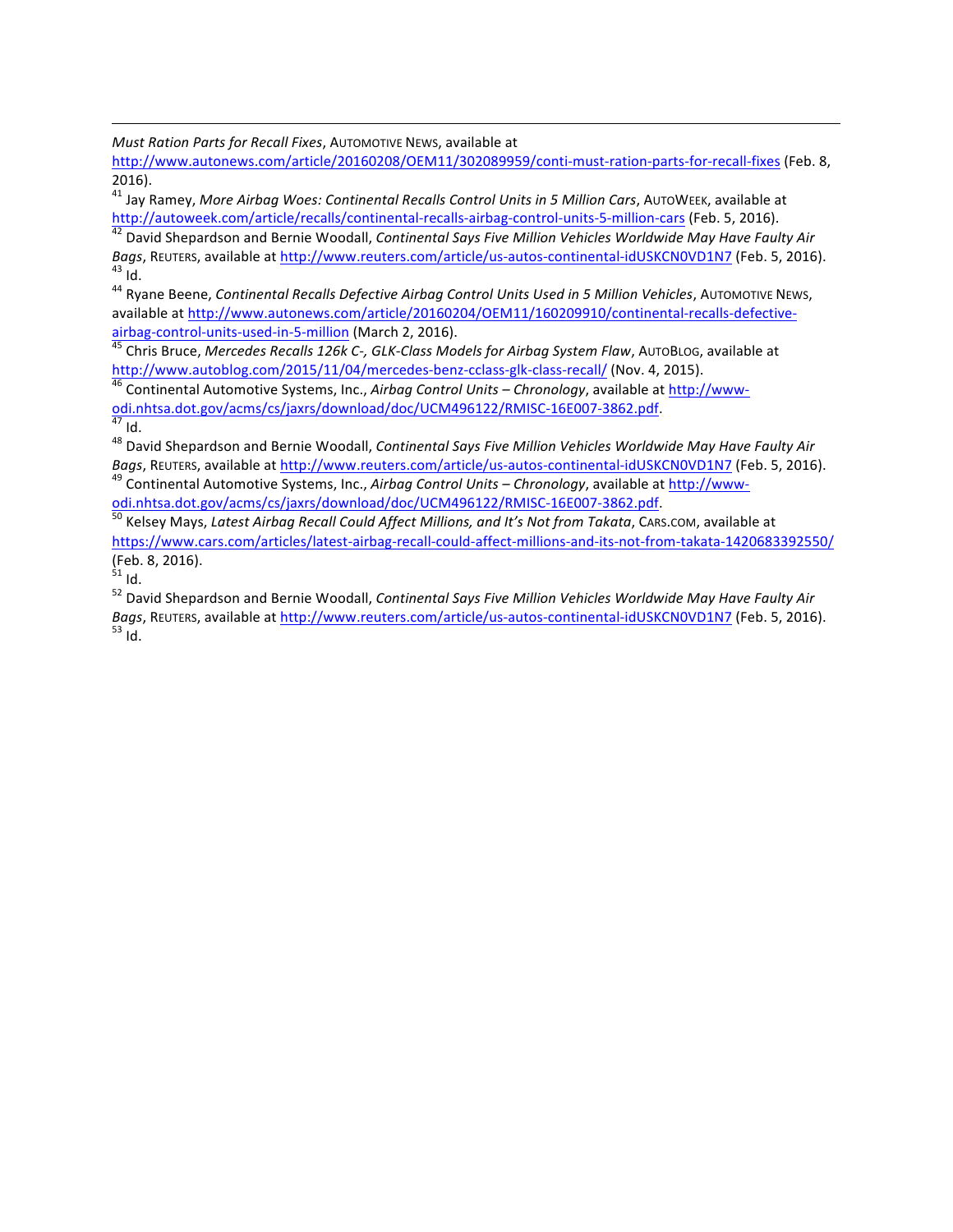*Must Ration Parts for Recall Fixes*, AUTOMOTIVE NEWS, available at http://www.autonews.com/article/20160208/OEM11/302089959/conti-must-ration-parts-for-recall-fixes (Feb. 8, 2016).

[41] Jay Ramey, *More Airbag Woes: Continental Recalls Control Units in 5 Million Cars*, AUTOWEEK, available at http://autoweek.com/article/recalls/continental-recalls-airbag-control-units-5-million-cars (Feb. 5, 2016).

[42] David Shepardson and Bernie Woodall, *Continental Says Five Million Vehicles Worldwide May Have Faulty Air Bags*, REUTERS, available at http://www.reuters.com/article/us-autos-continental-idUSKCN0VD1N7 (Feb. 5, 2016).

[43] Id.

[44] Ryane Beene, *Continental Recalls Defective Airbag Control Units Used in 5 Million Vehicles*, AUTOMOTIVE NEWS, available at http://www.autonews.com/article/20160204/OEM11/160209910/continental-recalls-defective-airbag-control-units-used-in-5-million (March 2, 2016).

[45] Chris Bruce, *Mercedes Recalls 126k C-, GLK-Class Models for Airbag System Flaw*, AUTOBLOG, available at http://www.autoblog.com/2015/11/04/mercedes-benz-cclass-glk-class-recall/ (Nov. 4, 2015).

[46] Continental Automotive Systems, Inc., *Airbag Control Units – Chronology*, available at http://www-odi.nhtsa.dot.gov/acms/cs/jaxrs/download/doc/UCM496122/RMISC-16E007-3862.pdf.

[47] Id.

[48] David Shepardson and Bernie Woodall, *Continental Says Five Million Vehicles Worldwide May Have Faulty Air Bags*, REUTERS, available at http://www.reuters.com/article/us-autos-continental-idUSKCN0VD1N7 (Feb. 5, 2016).

[49] Continental Automotive Systems, Inc., *Airbag Control Units – Chronology*, available at http://www-odi.nhtsa.dot.gov/acms/cs/jaxrs/download/doc/UCM496122/RMISC-16E007-3862.pdf.

[50] Kelsey Mays, *Latest Airbag Recall Could Affect Millions, and It's Not from Takata*, CARS.COM, available at https://www.cars.com/articles/latest-airbag-recall-could-affect-millions-and-its-not-from-takata-1420683392550/ (Feb. 8, 2016).

[51] Id.

[52] David Shepardson and Bernie Woodall, *Continental Says Five Million Vehicles Worldwide May Have Faulty Air Bags*, REUTERS, available at http://www.reuters.com/article/us-autos-continental-idUSKCN0VD1N7 (Feb. 5, 2016).

[53] Id.